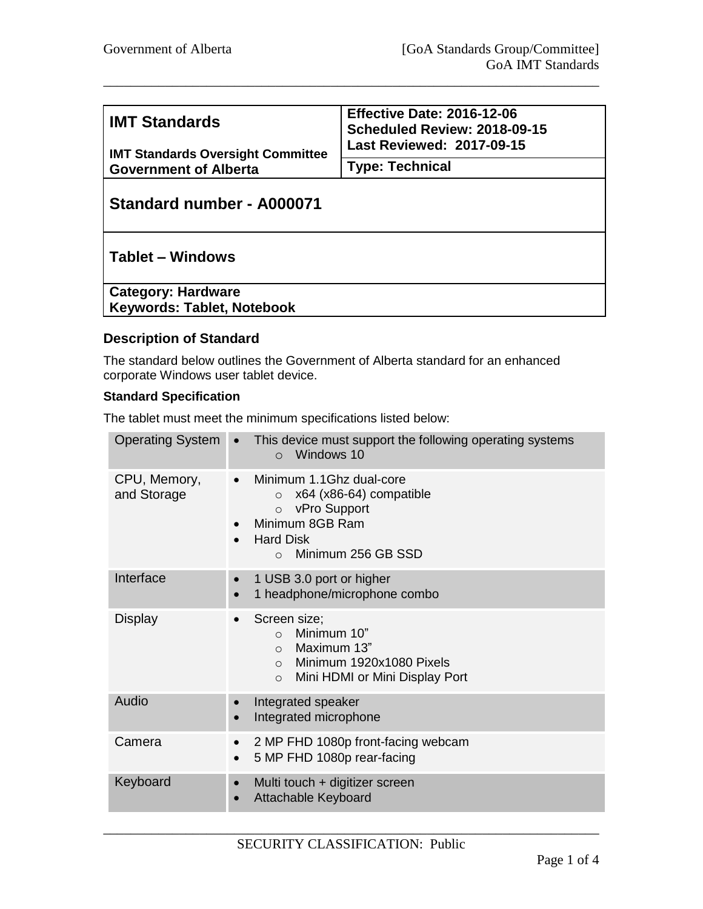| **IMT Standards**<br><br>**IMT Standards Oversight Committee**<br>**Government of Alberta** | **Effective Date: 2016-12-06**<br>**Scheduled Review: 2018-09-15**<br>**Last Reviewed: 2017-09-15** |
|---|---|
| | **Type: Technical** |
| **Standard number - A000071** | |
| **Tablet – Windows** | |
| **Category: Hardware**<br>**Keywords: Tablet, Notebook** | |

### Description of Standard

The standard below outlines the Government of Alberta standard for an enhanced corporate Windows user tablet device.

#### Standard Specification

The tablet must meet the minimum specifications listed below:

| Operating System | • This device must support the following operating systems<br>&nbsp;&nbsp;&nbsp;&nbsp;○ Windows 10 |
|---|---|
| CPU, Memory, and Storage | • Minimum 1.1Ghz dual-core<br>&nbsp;&nbsp;&nbsp;&nbsp;○ x64 (x86-64) compatible<br>&nbsp;&nbsp;&nbsp;&nbsp;○ vPro Support<br>• Minimum 8GB Ram<br>• Hard Disk<br>&nbsp;&nbsp;&nbsp;&nbsp;○ Minimum 256 GB SSD |
| Interface | • 1 USB 3.0 port or higher<br>• 1 headphone/microphone combo |
| Display | • Screen size;<br>&nbsp;&nbsp;&nbsp;&nbsp;○ Minimum 10"<br>&nbsp;&nbsp;&nbsp;&nbsp;○ Maximum 13"<br>&nbsp;&nbsp;&nbsp;&nbsp;○ Minimum 1920x1080 Pixels<br>&nbsp;&nbsp;&nbsp;&nbsp;○ Mini HDMI or Mini Display Port |
| Audio | • Integrated speaker<br>• Integrated microphone |
| Camera | • 2 MP FHD 1080p front-facing webcam<br>• 5 MP FHD 1080p rear-facing |
| Keyboard | • Multi touch + digitizer screen<br>• Attachable Keyboard |

SECURITY CLASSIFICATION: Public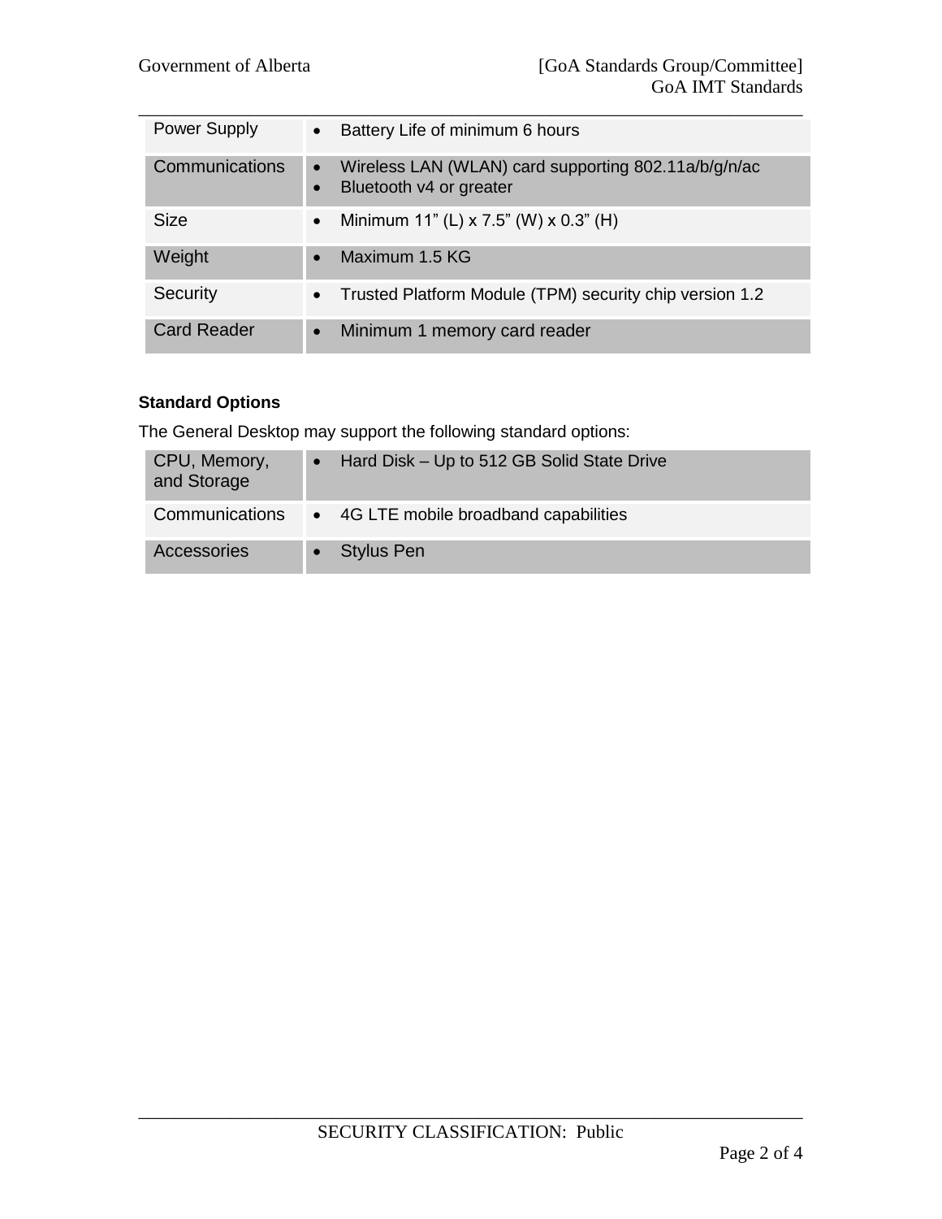| | |
|---|---|
| Power Supply | • Battery Life of minimum 6 hours |
| Communications | • Wireless LAN (WLAN) card supporting 802.11a/b/g/n/ac<br>• Bluetooth v4 or greater |
| Size | • Minimum 11" (L) x 7.5" (W) x 0.3" (H) |
| Weight | • Maximum 1.5 KG |
| Security | • Trusted Platform Module (TPM) security chip version 1.2 |
| Card Reader | • Minimum 1 memory card reader |

**Standard Options**

The General Desktop may support the following standard options:

| | |
|---|---|
| CPU, Memory, and Storage | • Hard Disk – Up to 512 GB Solid State Drive |
| Communications | • 4G LTE mobile broadband capabilities |
| Accessories | • Stylus Pen |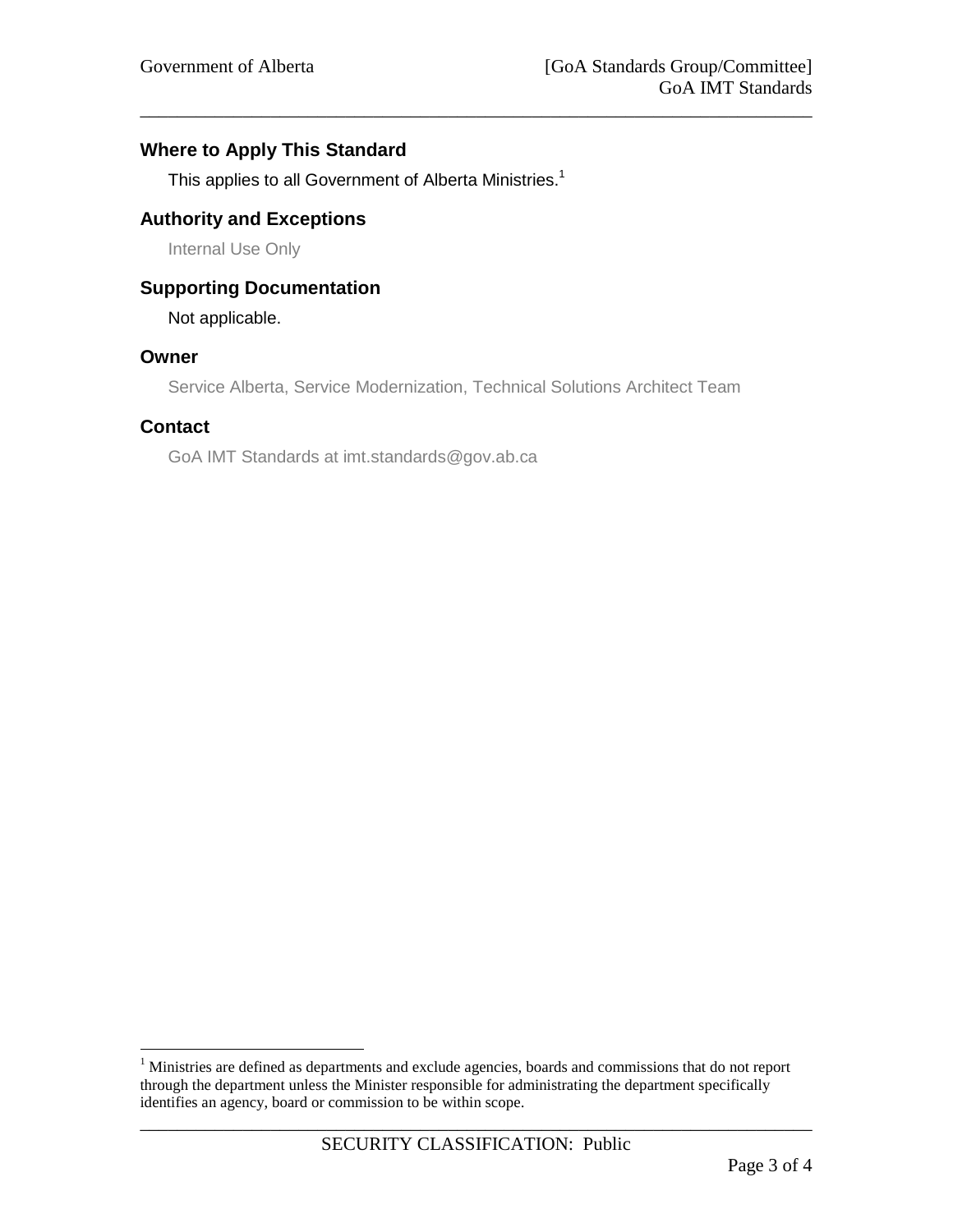## Where to Apply This Standard

This applies to all Government of Alberta Ministries.[1]

## Authority and Exceptions

Internal Use Only

## Supporting Documentation

Not applicable.

## Owner

Service Alberta, Service Modernization, Technical Solutions Architect Team

## Contact

GoA IMT Standards at imt.standards@gov.ab.ca

---

[1] Ministries are defined as departments and exclude agencies, boards and commissions that do not report through the department unless the Minister responsible for administrating the department specifically identifies an agency, board or commission to be within scope.

SECURITY CLASSIFICATION: Public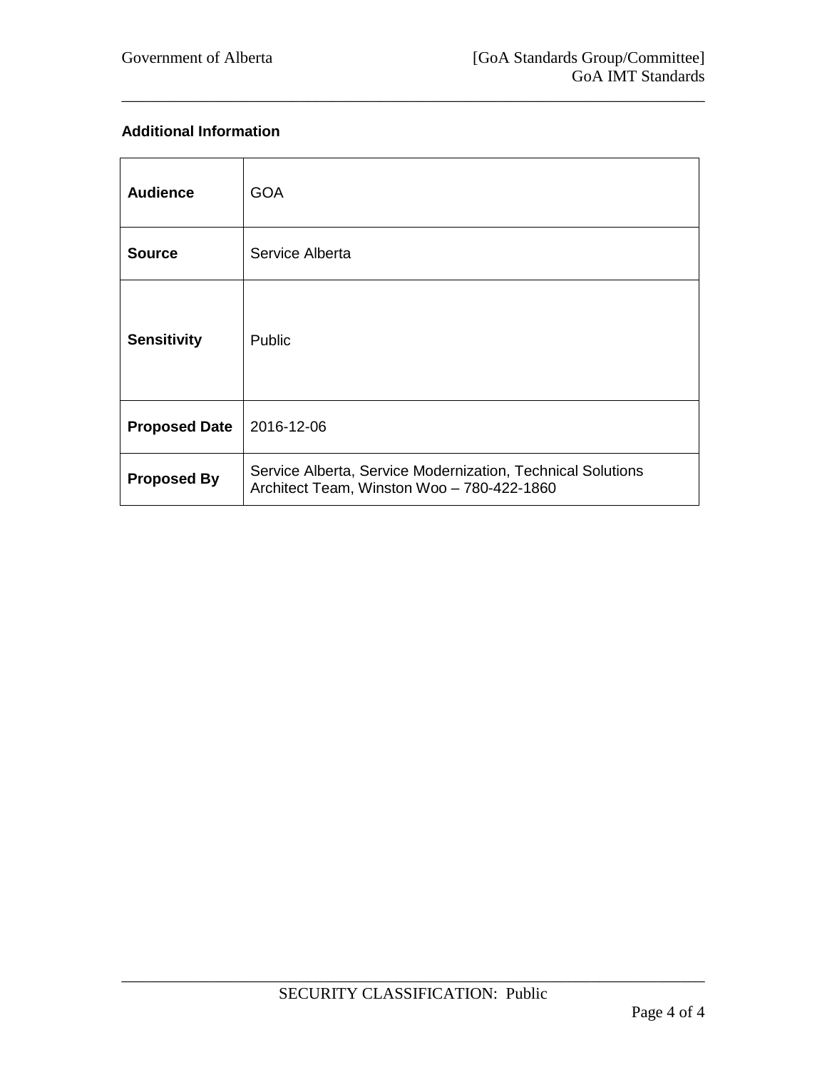### Additional Information

| | |
|---|---|
| **Audience** | GOA |
| **Source** | Service Alberta |
| **Sensitivity** | Public |
| **Proposed Date** | 2016-12-06 |
| **Proposed By** | Service Alberta, Service Modernization, Technical Solutions Architect Team, Winston Woo – 780-422-1860 |